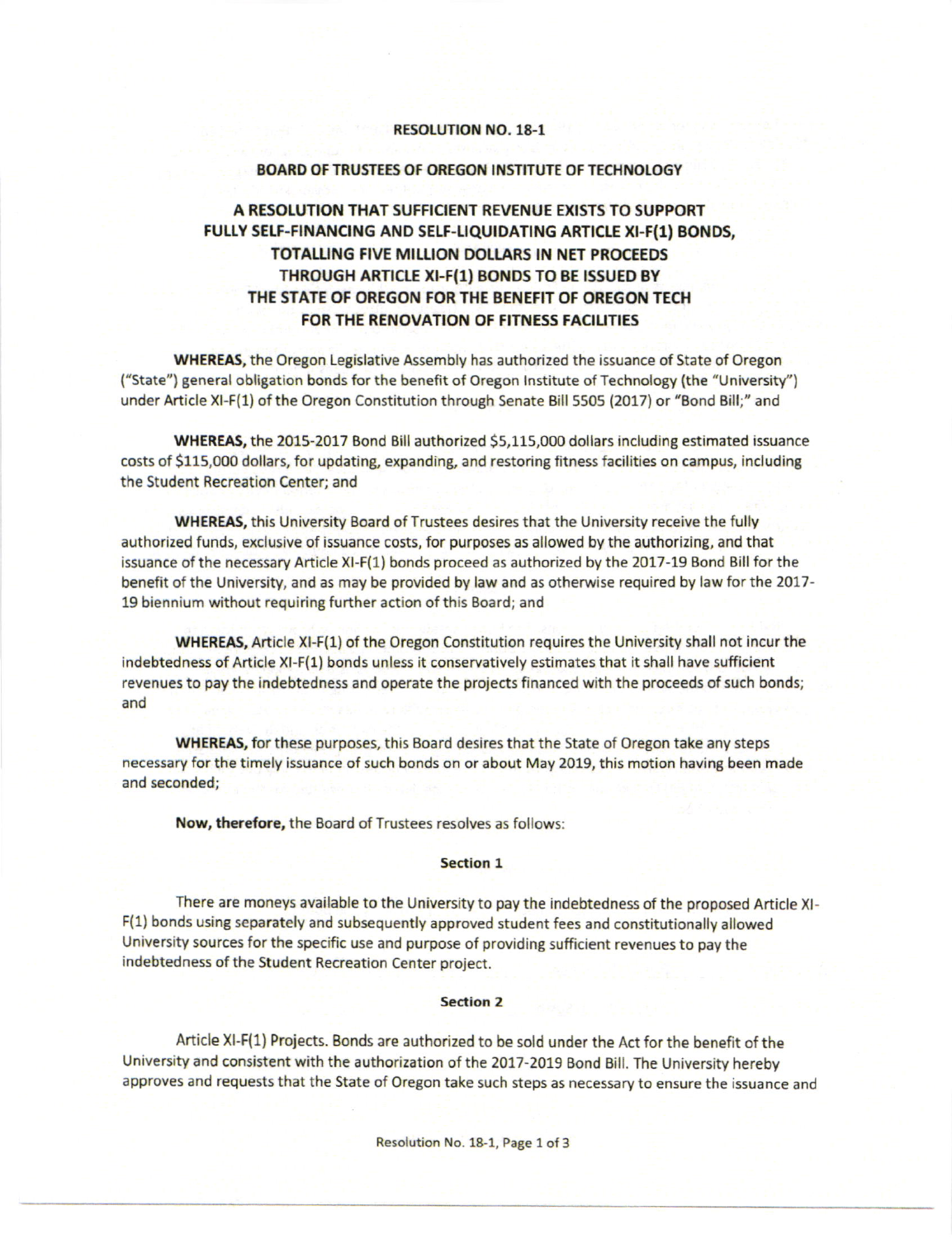**RESOLUTION NO. 18-1**

**BOARD OF TRUSTEES OF OREGON INSTITUTE OF TECHNOLOGY**

## A RESOLUTION THAT SUFFICIENT REVENUE EXISTS TO SUPPORT FULLY SELF-FINANCING AND SELF-LIQUIDATING ARTICLE XI-F(1) BONDS, TOTALLING FIVE MILLION DOLLARS IN NET PROCEEDS THROUGH ARTICLE XI-F(1) BONDS TO BE ISSUED BY THE STATE OF OREGON FOR THE BENEFIT OF OREGON TECH FOR THE RENOVATION OF FITNESS FACILITIES

**WHEREAS,** the Oregon Legislative Assembly has authorized the issuance of State of Oregon ("State") general obligation bonds for the benefit of Oregon Institute of Technology (the "University") under Article XI-F(1) of the Oregon Constitution through Senate Bill 5505 (2017) or "Bond Bill;" and

**WHEREAS,** the 2015-2017 Bond Bill authorized $5,115,000 dollars including estimated issuance costs of $115,000 dollars, for updating, expanding, and restoring fitness facilities on campus, including the Student Recreation Center; and

**WHEREAS,** this University Board of Trustees desires that the University receive the fully authorized funds, exclusive of issuance costs, for purposes as allowed by the authorizing, and that issuance of the necessary Article XI-F(1) bonds proceed as authorized by the 2017-19 Bond Bill for the benefit of the University, and as may be provided by law and as otherwise required by law for the 2017-19 biennium without requiring further action of this Board; and

**WHEREAS,** Article XI-F(1) of the Oregon Constitution requires the University shall not incur the indebtedness of Article XI-F(1) bonds unless it conservatively estimates that it shall have sufficient revenues to pay the indebtedness and operate the projects financed with the proceeds of such bonds; and

**WHEREAS,** for these purposes, this Board desires that the State of Oregon take any steps necessary for the timely issuance of such bonds on or about May 2019, this motion having been made and seconded;

**Now, therefore,** the Board of Trustees resolves as follows:

**Section 1**

There are moneys available to the University to pay the indebtedness of the proposed Article XI-F(1) bonds using separately and subsequently approved student fees and constitutionally allowed University sources for the specific use and purpose of providing sufficient revenues to pay the indebtedness of the Student Recreation Center project.

**Section 2**

Article XI-F(1) Projects. Bonds are authorized to be sold under the Act for the benefit of the University and consistent with the authorization of the 2017-2019 Bond Bill. The University hereby approves and requests that the State of Oregon take such steps as necessary to ensure the issuance and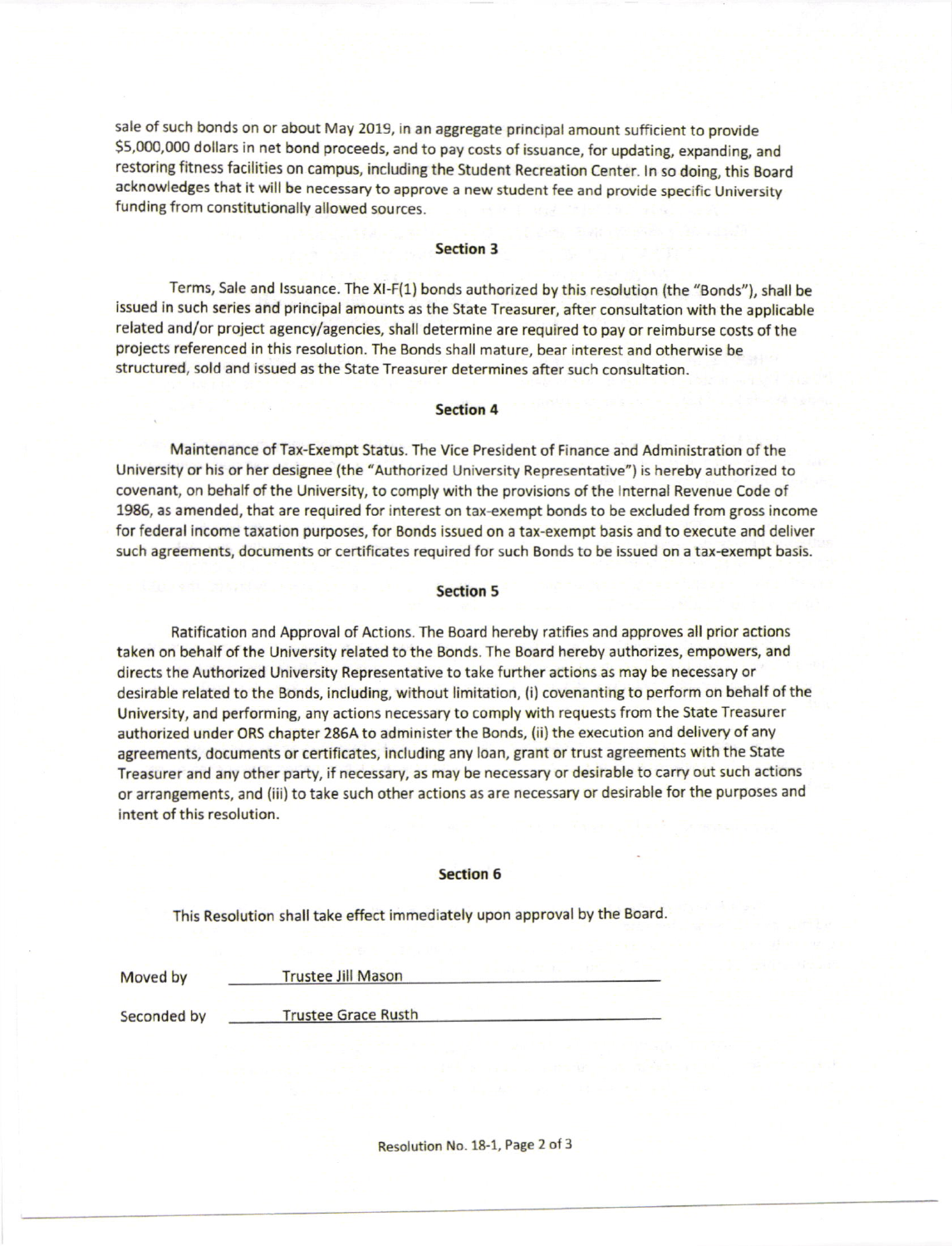sale of such bonds on or about May 2019, in an aggregate principal amount sufficient to provide $5,000,000 dollars in net bond proceeds, and to pay costs of issuance, for updating, expanding, and restoring fitness facilities on campus, including the Student Recreation Center. In so doing, this Board acknowledges that it will be necessary to approve a new student fee and provide specific University funding from constitutionally allowed sources.

**Section 3**

Terms, Sale and Issuance. The XI-F(1) bonds authorized by this resolution (the "Bonds"), shall be issued in such series and principal amounts as the State Treasurer, after consultation with the applicable related and/or project agency/agencies, shall determine are required to pay or reimburse costs of the projects referenced in this resolution. The Bonds shall mature, bear interest and otherwise be structured, sold and issued as the State Treasurer determines after such consultation.

**Section 4**

Maintenance of Tax-Exempt Status. The Vice President of Finance and Administration of the University or his or her designee (the "Authorized University Representative") is hereby authorized to covenant, on behalf of the University, to comply with the provisions of the Internal Revenue Code of 1986, as amended, that are required for interest on tax-exempt bonds to be excluded from gross income for federal income taxation purposes, for Bonds issued on a tax-exempt basis and to execute and deliver such agreements, documents or certificates required for such Bonds to be issued on a tax-exempt basis.

**Section 5**

Ratification and Approval of Actions. The Board hereby ratifies and approves all prior actions taken on behalf of the University related to the Bonds. The Board hereby authorizes, empowers, and directs the Authorized University Representative to take further actions as may be necessary or desirable related to the Bonds, including, without limitation, (i) covenanting to perform on behalf of the University, and performing, any actions necessary to comply with requests from the State Treasurer authorized under ORS chapter 286A to administer the Bonds, (ii) the execution and delivery of any agreements, documents or certificates, including any loan, grant or trust agreements with the State Treasurer and any other party, if necessary, as may be necessary or desirable to carry out such actions or arrangements, and (iii) to take such other actions as are necessary or desirable for the purposes and intent of this resolution.

**Section 6**

This Resolution shall take effect immediately upon approval by the Board.

Moved by Trustee Jill Mason

Seconded by Trustee Grace Rusth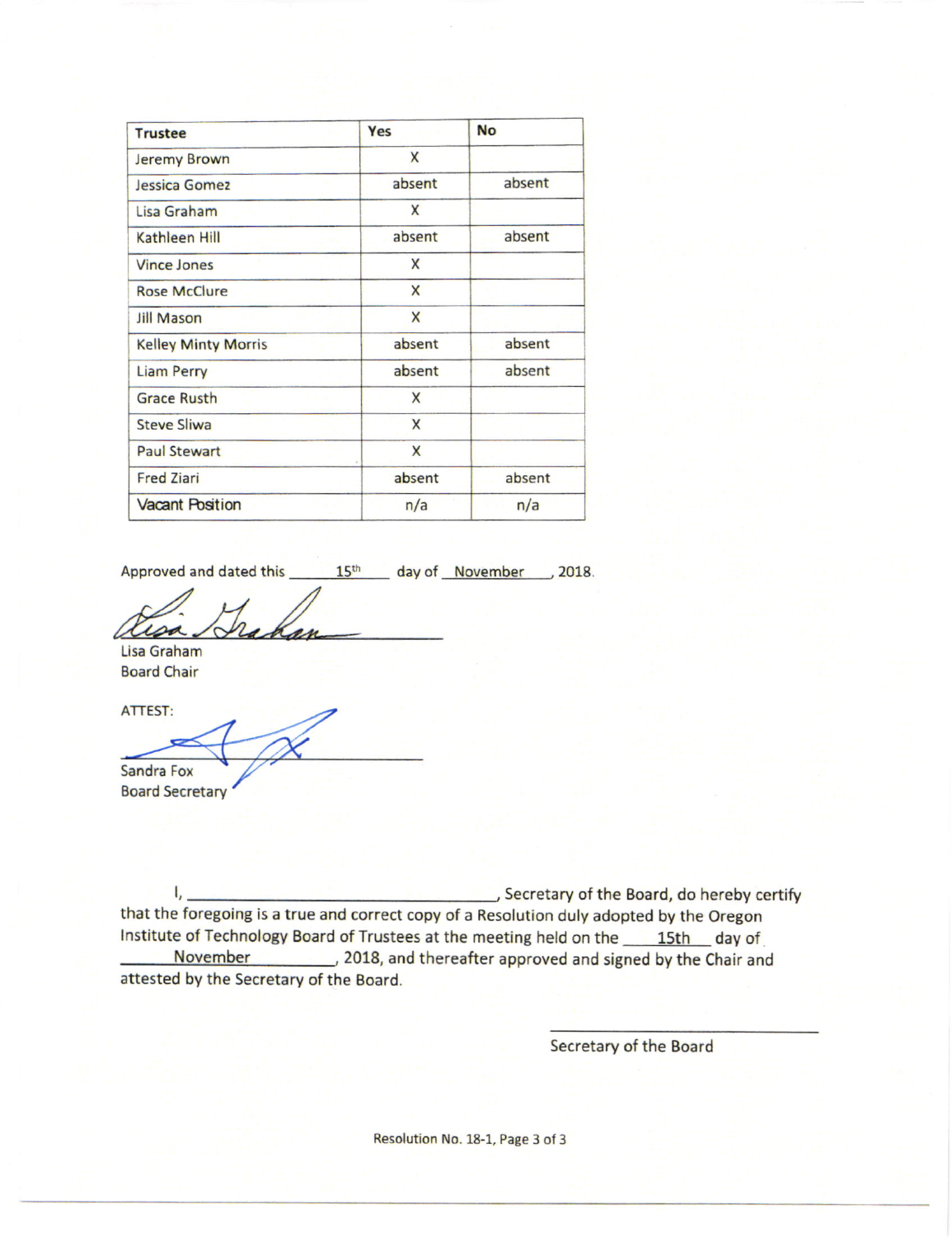| Trustee | Yes | No |
| --- | --- | --- |
| Jeremy Brown | X | |
| Jessica Gomez | absent | absent |
| Lisa Graham | X | |
| Kathleen Hill | absent | absent |
| Vince Jones | X | |
| Rose McClure | X | |
| Jill Mason | X | |
| Kelley Minty Morris | absent | absent |
| Liam Perry | absent | absent |
| Grace Rusth | X | |
| Steve Sliwa | X | |
| Paul Stewart | X | |
| Fred Ziari | absent | absent |
| Vacant Position | n/a | n/a |

Approved and dated this 15th day of November, 2018.

Lisa Graham
Board Chair

ATTEST:

Sandra Fox
Board Secretary

I, ______________________, Secretary of the Board, do hereby certify that the foregoing is a true and correct copy of a Resolution duly adopted by the Oregon Institute of Technology Board of Trustees at the meeting held on the 15th day of November, 2018, and thereafter approved and signed by the Chair and attested by the Secretary of the Board.

______________________
Secretary of the Board

Resolution No. 18-1